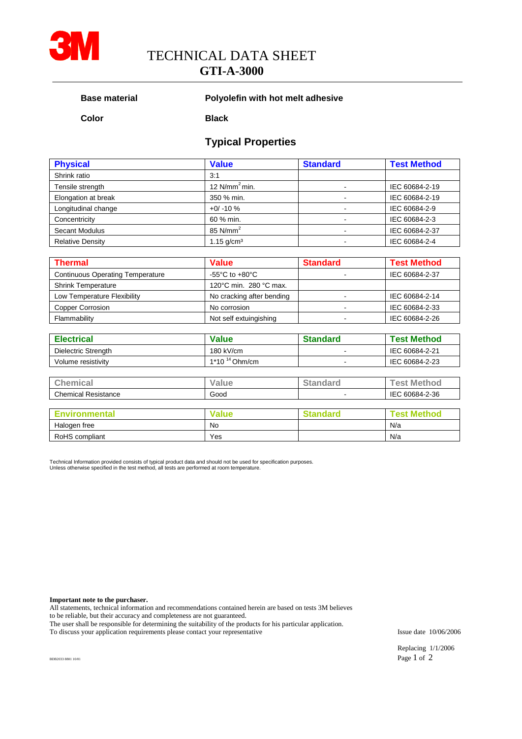# TECHNICAL DATA SHEET
## GTI-A-3000

**Base material** **Polyolefin with hot melt adhesive**

**Color** **Black**

### Typical Properties

| Physical | Value | Standard | Test Method |
|---|---|---|---|
| Shrink ratio | 3:1 | | |
| Tensile strength | 12 N/mm$^2$ min. | - | IEC 60684-2-19 |
| Elongation at break | 350 % min. | - | IEC 60684-2-19 |
| Longitudinal change | +0/ -10 % | - | IEC 60684-2-9 |
| Concentricity | 60 % min. | - | IEC 60684-2-3 |
| Secant Modulus | 85 N/mm$^2$ | - | IEC 60684-2-37 |
| Relative Density | 1.15 g/cm$^3$ | - | IEC 60684-2-4 |

| Thermal | Value | Standard | Test Method |
|---|---|---|---|
| Continuous Operating Temperature | -55°C to +80°C | - | IEC 60684-2-37 |
| Shrink Temperature | 120°C min. 280 °C max. | | |
| Low Temperature Flexibility | No cracking after bending | - | IEC 60684-2-14 |
| Copper Corrosion | No corrosion | - | IEC 60684-2-33 |
| Flammability | Not self extuingishing | - | IEC 60684-2-26 |

| Electrical | Value | Standard | Test Method |
|---|---|---|---|
| Dielectric Strength | 180 kV/cm | - | IEC 60684-2-21 |
| Volume resistivity | $1*10^{14}$ Ohm/cm | - | IEC 60684-2-23 |

| Chemical | Value | Standard | Test Method |
|---|---|---|---|
| Chemical Resistance | Good | - | IEC 60684-2-36 |

| Environmental | Value | Standard | Test Method |
|---|---|---|---|
| Halogen free | No | | N/a |
| RoHS compliant | Yes | | N/a |

Technical Information provided consists of typical product data and should not be used for specification purposes.
Unless otherwise specified in the test method, all tests are performed at room temperature.

**Important note to the purchaser.**
All statements, technical information and recommendations contained herein are based on tests 3M believes to be reliable, but their accuracy and completeness are not guaranteed.
The user shall be responsible for determining the suitability of the products for his particular application.
To discuss your application requirements please contact your representative

Issue date 10/06/2006

Replacing 1/1/2006

BDB2033 8801 10/01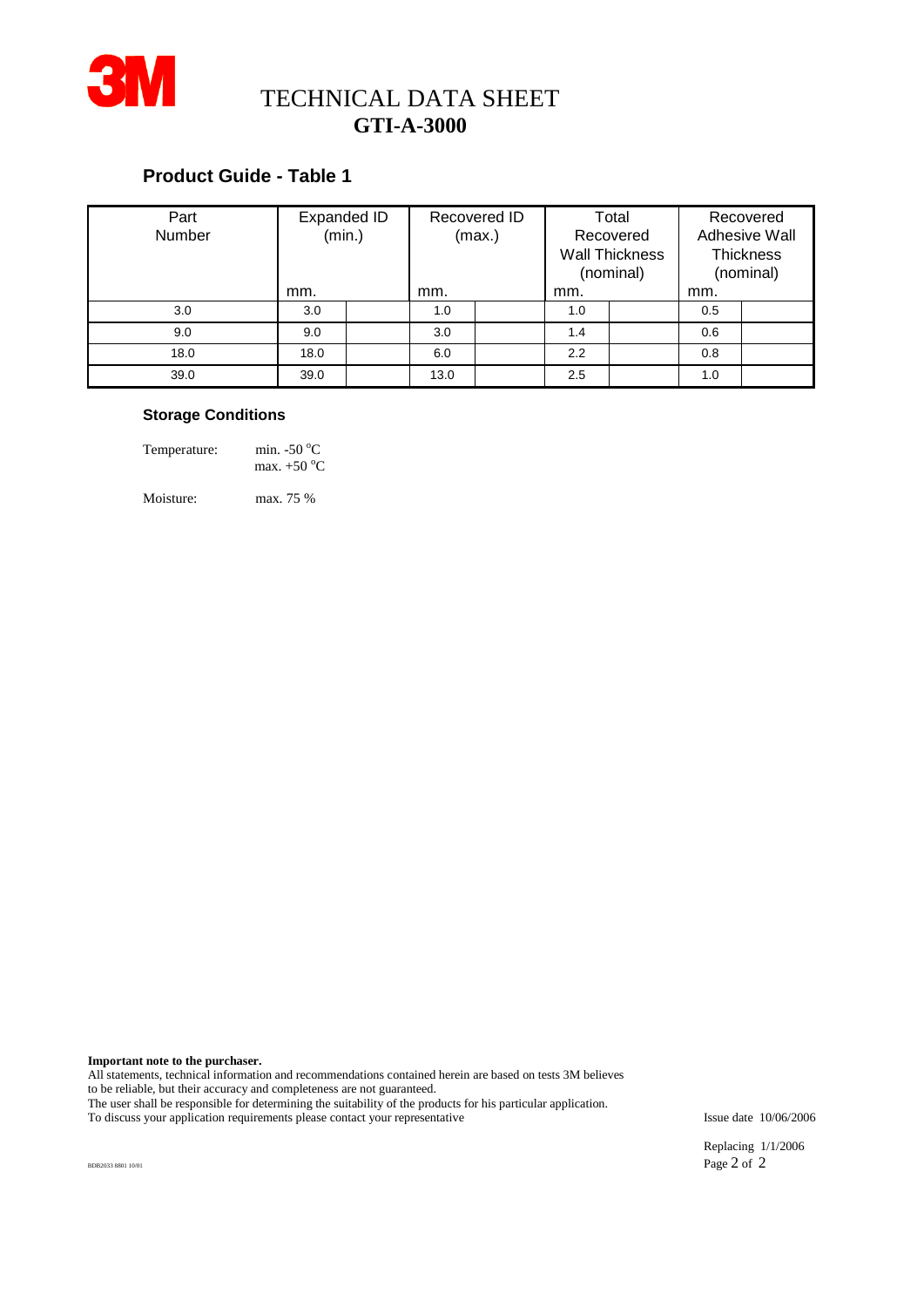# TECHNICAL DATA SHEET
## GTI-A-3000

### Product Guide - Table 1

| Part Number | Expanded ID (min.) mm. | | Recovered ID (max.) mm. | | Total Recovered Wall Thickness (nominal) mm. | | Recovered Adhesive Wall Thickness (nominal) mm. | |
|---|---|---|---|---|---|---|---|---|
| 3.0 | 3.0 | | 1.0 | | 1.0 | | 0.5 | |
| 9.0 | 9.0 | | 3.0 | | 1.4 | | 0.6 | |
| 18.0 | 18.0 | | 6.0 | | 2.2 | | 0.8 | |
| 39.0 | 39.0 | | 13.0 | | 2.5 | | 1.0 | |

#### Storage Conditions

Temperature: min. -50 °C
max. +50 °C

Moisture: max. 75 %

**Important note to the purchaser.**
All statements, technical information and recommendations contained herein are based on tests 3M believes to be reliable, but their accuracy and completeness are not guaranteed.
The user shall be responsible for determining the suitability of the products for his particular application.
To discuss your application requirements please contact your representative

Issue date 10/06/2006

Replacing 1/1/2006

BDB2033 8801 10/01